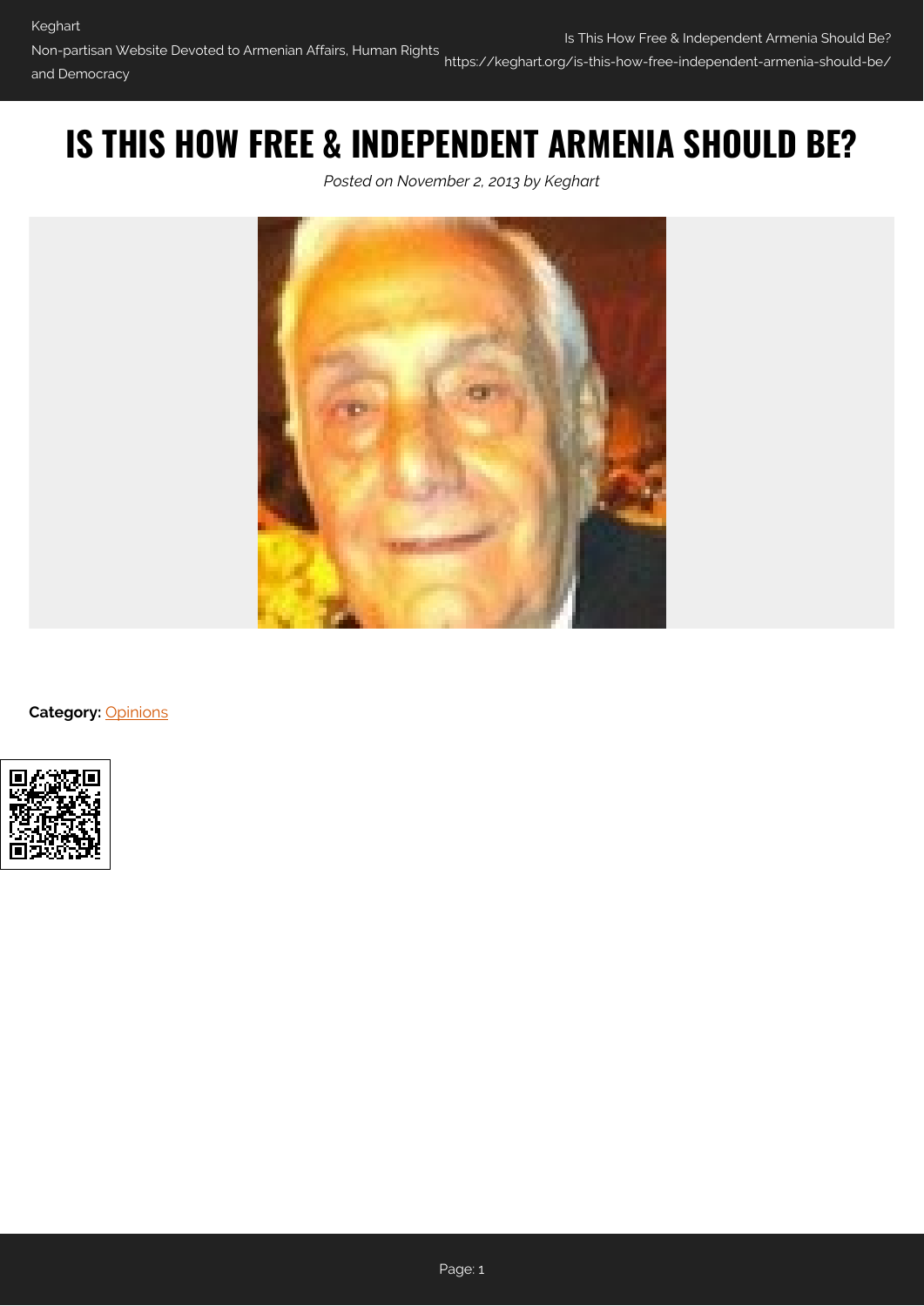# IS THIS HOW FREE & INDEPENDENT ARMENIA SHOULD BE?

*Posted on November 2, 2013 by Keghart*

**Category:** Opinions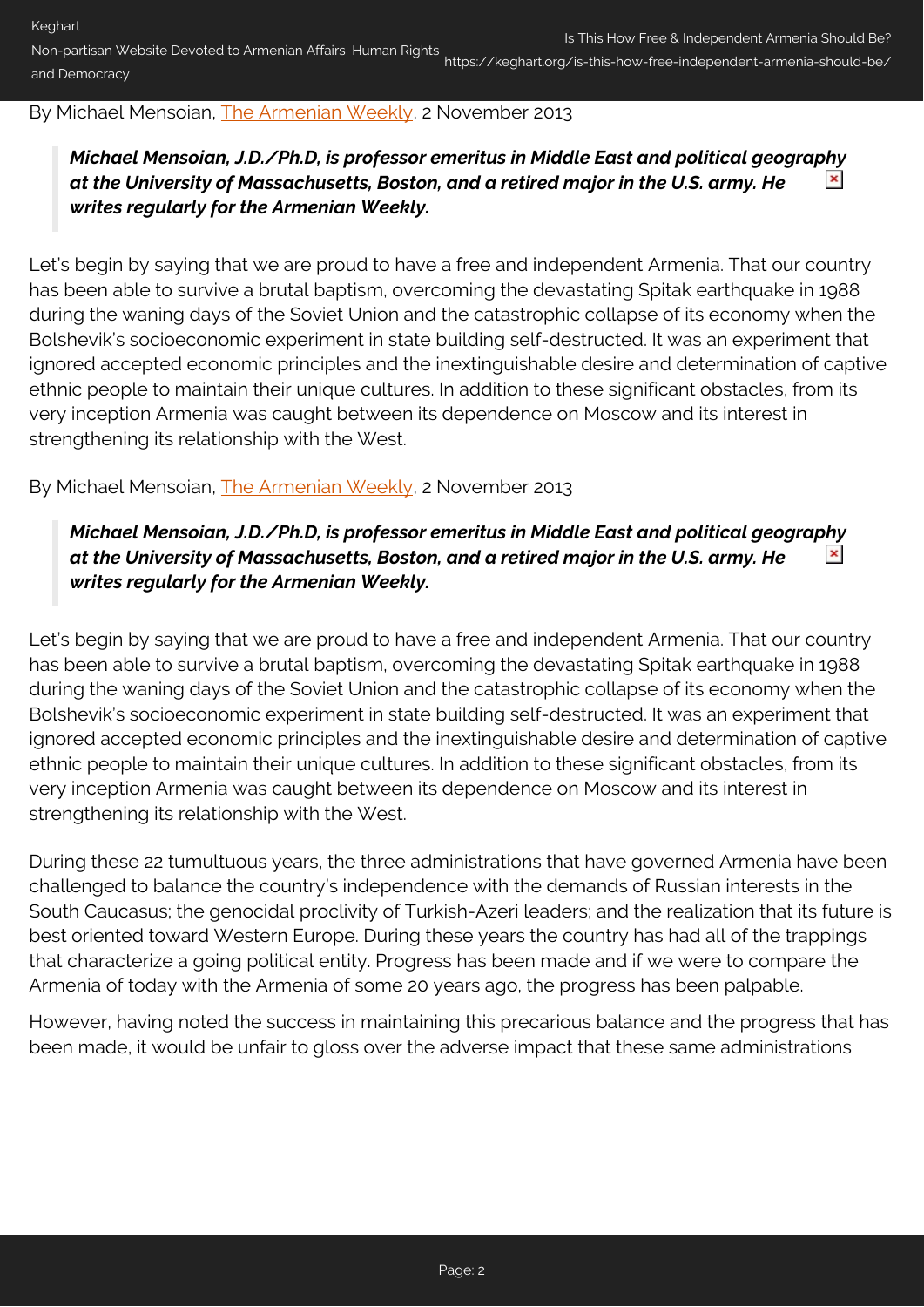By Michael Mensoian, [The Armenian Weekly](), 2 November 2013

> ***Michael Mensoian, J.D./Ph.D, is professor emeritus in Middle East and political geography at the University of Massachusetts, Boston, and a retired major in the U.S. army. He writes regularly for the Armenian Weekly.***

Let's begin by saying that we are proud to have a free and independent Armenia. That our country has been able to survive a brutal baptism, overcoming the devastating Spitak earthquake in 1988 during the waning days of the Soviet Union and the catastrophic collapse of its economy when the Bolshevik's socioeconomic experiment in state building self-destructed. It was an experiment that ignored accepted economic principles and the inextinguishable desire and determination of captive ethnic people to maintain their unique cultures. In addition to these significant obstacles, from its very inception Armenia was caught between its dependence on Moscow and its interest in strengthening its relationship with the West.

By Michael Mensoian, [The Armenian Weekly](), 2 November 2013

> ***Michael Mensoian, J.D./Ph.D, is professor emeritus in Middle East and political geography at the University of Massachusetts, Boston, and a retired major in the U.S. army. He writes regularly for the Armenian Weekly.***

Let's begin by saying that we are proud to have a free and independent Armenia. That our country has been able to survive a brutal baptism, overcoming the devastating Spitak earthquake in 1988 during the waning days of the Soviet Union and the catastrophic collapse of its economy when the Bolshevik's socioeconomic experiment in state building self-destructed. It was an experiment that ignored accepted economic principles and the inextinguishable desire and determination of captive ethnic people to maintain their unique cultures. In addition to these significant obstacles, from its very inception Armenia was caught between its dependence on Moscow and its interest in strengthening its relationship with the West.

During these 22 tumultuous years, the three administrations that have governed Armenia have been challenged to balance the country's independence with the demands of Russian interests in the South Caucasus; the genocidal proclivity of Turkish-Azeri leaders; and the realization that its future is best oriented toward Western Europe. During these years the country has had all of the trappings that characterize a going political entity. Progress has been made and if we were to compare the Armenia of today with the Armenia of some 20 years ago, the progress has been palpable.

However, having noted the success in maintaining this precarious balance and the progress that has been made, it would be unfair to gloss over the adverse impact that these same administrations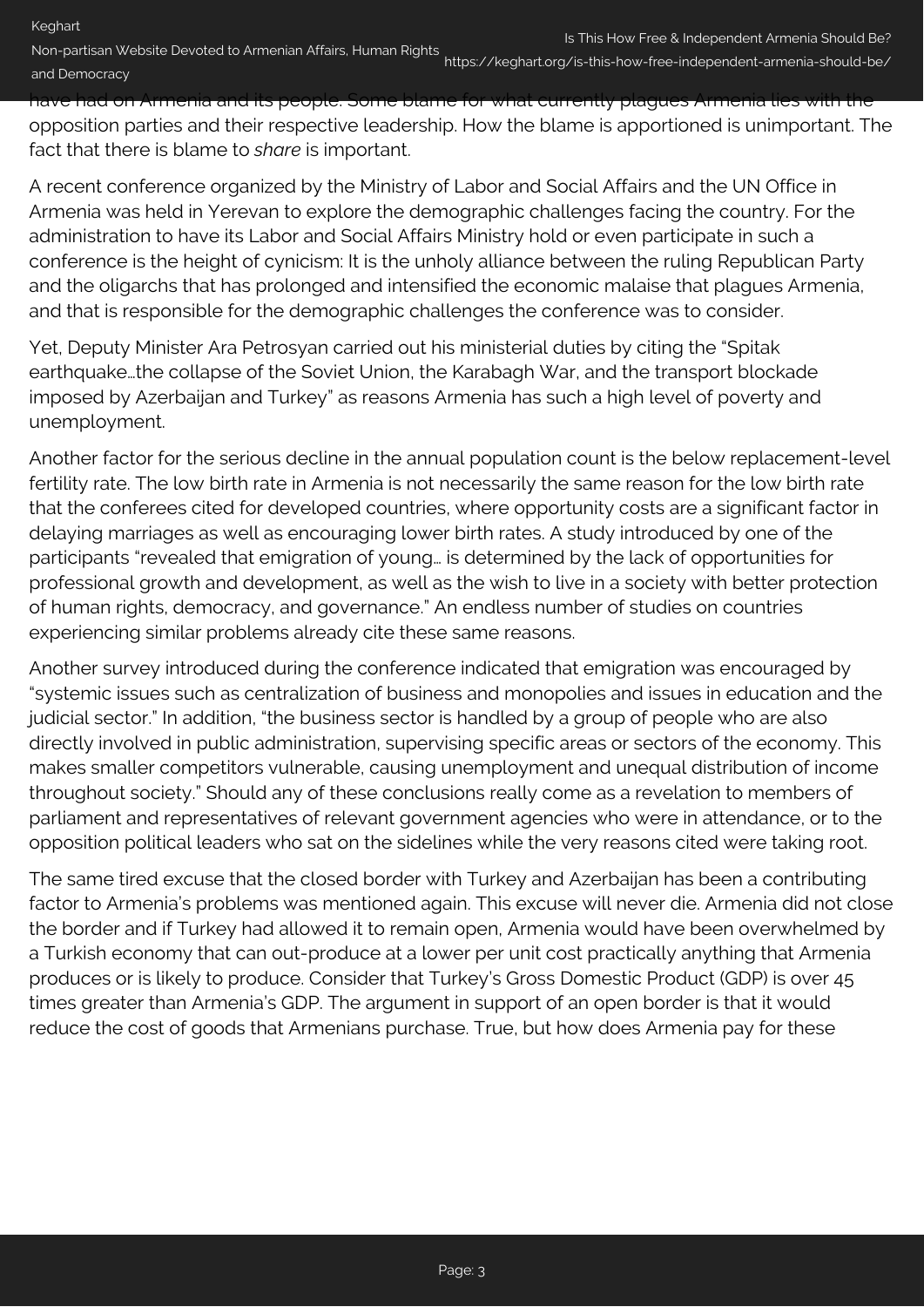have had on Armenia and its people. Some blame for what currently plagues Armenia lies with the opposition parties and their respective leadership. How the blame is apportioned is unimportant. The fact that there is blame to *share* is important.

A recent conference organized by the Ministry of Labor and Social Affairs and the UN Office in Armenia was held in Yerevan to explore the demographic challenges facing the country. For the administration to have its Labor and Social Affairs Ministry hold or even participate in such a conference is the height of cynicism: It is the unholy alliance between the ruling Republican Party and the oligarchs that has prolonged and intensified the economic malaise that plagues Armenia, and that is responsible for the demographic challenges the conference was to consider.

Yet, Deputy Minister Ara Petrosyan carried out his ministerial duties by citing the "Spitak earthquake…the collapse of the Soviet Union, the Karabagh War, and the transport blockade imposed by Azerbaijan and Turkey" as reasons Armenia has such a high level of poverty and unemployment.

Another factor for the serious decline in the annual population count is the below replacement-level fertility rate. The low birth rate in Armenia is not necessarily the same reason for the low birth rate that the conferees cited for developed countries, where opportunity costs are a significant factor in delaying marriages as well as encouraging lower birth rates. A study introduced by one of the participants "revealed that emigration of young… is determined by the lack of opportunities for professional growth and development, as well as the wish to live in a society with better protection of human rights, democracy, and governance." An endless number of studies on countries experiencing similar problems already cite these same reasons.

Another survey introduced during the conference indicated that emigration was encouraged by "systemic issues such as centralization of business and monopolies and issues in education and the judicial sector." In addition, "the business sector is handled by a group of people who are also directly involved in public administration, supervising specific areas or sectors of the economy. This makes smaller competitors vulnerable, causing unemployment and unequal distribution of income throughout society." Should any of these conclusions really come as a revelation to members of parliament and representatives of relevant government agencies who were in attendance, or to the opposition political leaders who sat on the sidelines while the very reasons cited were taking root.

The same tired excuse that the closed border with Turkey and Azerbaijan has been a contributing factor to Armenia's problems was mentioned again. This excuse will never die. Armenia did not close the border and if Turkey had allowed it to remain open, Armenia would have been overwhelmed by a Turkish economy that can out-produce at a lower per unit cost practically anything that Armenia produces or is likely to produce. Consider that Turkey's Gross Domestic Product (GDP) is over 45 times greater than Armenia's GDP. The argument in support of an open border is that it would reduce the cost of goods that Armenians purchase. True, but how does Armenia pay for these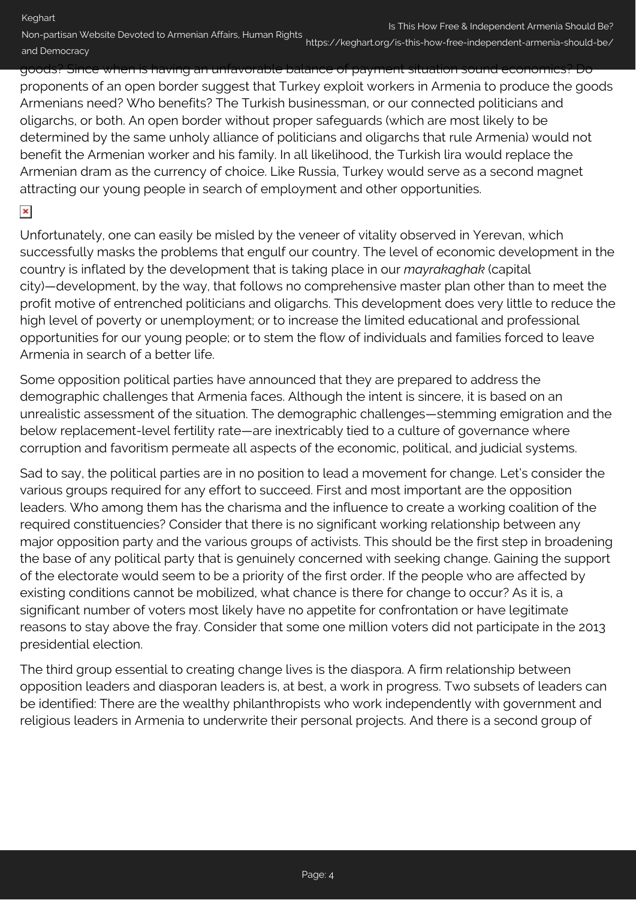goods? Since when is having an unfavorable balance of payment situation sound economics? Do proponents of an open border suggest that Turkey exploit workers in Armenia to produce the goods Armenians need? Who benefits? The Turkish businessman, or our connected politicians and oligarchs, or both. An open border without proper safeguards (which are most likely to be determined by the same unholy alliance of politicians and oligarchs that rule Armenia) would not benefit the Armenian worker and his family. In all likelihood, the Turkish lira would replace the Armenian dram as the currency of choice. Like Russia, Turkey would serve as a second magnet attracting our young people in search of employment and other opportunities.

Unfortunately, one can easily be misled by the veneer of vitality observed in Yerevan, which successfully masks the problems that engulf our country. The level of economic development in the country is inflated by the development that is taking place in our *mayrakaghak* (capital city)—development, by the way, that follows no comprehensive master plan other than to meet the profit motive of entrenched politicians and oligarchs. This development does very little to reduce the high level of poverty or unemployment; or to increase the limited educational and professional opportunities for our young people; or to stem the flow of individuals and families forced to leave Armenia in search of a better life.

Some opposition political parties have announced that they are prepared to address the demographic challenges that Armenia faces. Although the intent is sincere, it is based on an unrealistic assessment of the situation. The demographic challenges—stemming emigration and the below replacement-level fertility rate—are inextricably tied to a culture of governance where corruption and favoritism permeate all aspects of the economic, political, and judicial systems.

Sad to say, the political parties are in no position to lead a movement for change. Let's consider the various groups required for any effort to succeed. First and most important are the opposition leaders. Who among them has the charisma and the influence to create a working coalition of the required constituencies? Consider that there is no significant working relationship between any major opposition party and the various groups of activists. This should be the first step in broadening the base of any political party that is genuinely concerned with seeking change. Gaining the support of the electorate would seem to be a priority of the first order. If the people who are affected by existing conditions cannot be mobilized, what chance is there for change to occur? As it is, a significant number of voters most likely have no appetite for confrontation or have legitimate reasons to stay above the fray. Consider that some one million voters did not participate in the 2013 presidential election.

The third group essential to creating change lives is the diaspora. A firm relationship between opposition leaders and diasporan leaders is, at best, a work in progress. Two subsets of leaders can be identified: There are the wealthy philanthropists who work independently with government and religious leaders in Armenia to underwrite their personal projects. And there is a second group of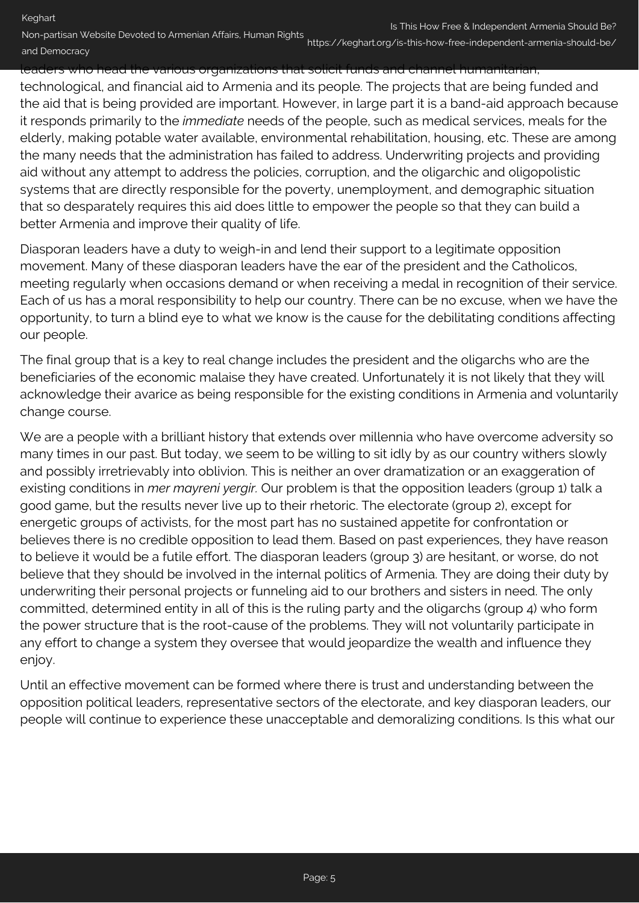leaders who head the various organizations that solicit funds and channel humanitarian, technological, and financial aid to Armenia and its people. The projects that are being funded and the aid that is being provided are important. However, in large part it is a band-aid approach because it responds primarily to the *immediate* needs of the people, such as medical services, meals for the elderly, making potable water available, environmental rehabilitation, housing, etc. These are among the many needs that the administration has failed to address. Underwriting projects and providing aid without any attempt to address the policies, corruption, and the oligarchic and oligopolistic systems that are directly responsible for the poverty, unemployment, and demographic situation that so desparately requires this aid does little to empower the people so that they can build a better Armenia and improve their quality of life.

Diasporan leaders have a duty to weigh-in and lend their support to a legitimate opposition movement. Many of these diasporan leaders have the ear of the president and the Catholicos, meeting regularly when occasions demand or when receiving a medal in recognition of their service. Each of us has a moral responsibility to help our country. There can be no excuse, when we have the opportunity, to turn a blind eye to what we know is the cause for the debilitating conditions affecting our people.

The final group that is a key to real change includes the president and the oligarchs who are the beneficiaries of the economic malaise they have created. Unfortunately it is not likely that they will acknowledge their avarice as being responsible for the existing conditions in Armenia and voluntarily change course.

We are a people with a brilliant history that extends over millennia who have overcome adversity so many times in our past. But today, we seem to be willing to sit idly by as our country withers slowly and possibly irretrievably into oblivion. This is neither an over dramatization or an exaggeration of existing conditions in *mer mayreni yergir.* Our problem is that the opposition leaders (group 1) talk a good game, but the results never live up to their rhetoric. The electorate (group 2), except for energetic groups of activists, for the most part has no sustained appetite for confrontation or believes there is no credible opposition to lead them. Based on past experiences, they have reason to believe it would be a futile effort. The diasporan leaders (group 3) are hesitant, or worse, do not believe that they should be involved in the internal politics of Armenia. They are doing their duty by underwriting their personal projects or funneling aid to our brothers and sisters in need. The only committed, determined entity in all of this is the ruling party and the oligarchs (group 4) who form the power structure that is the root-cause of the problems. They will not voluntarily participate in any effort to change a system they oversee that would jeopardize the wealth and influence they enjoy.

Until an effective movement can be formed where there is trust and understanding between the opposition political leaders, representative sectors of the electorate, and key diasporan leaders, our people will continue to experience these unacceptable and demoralizing conditions. Is this what our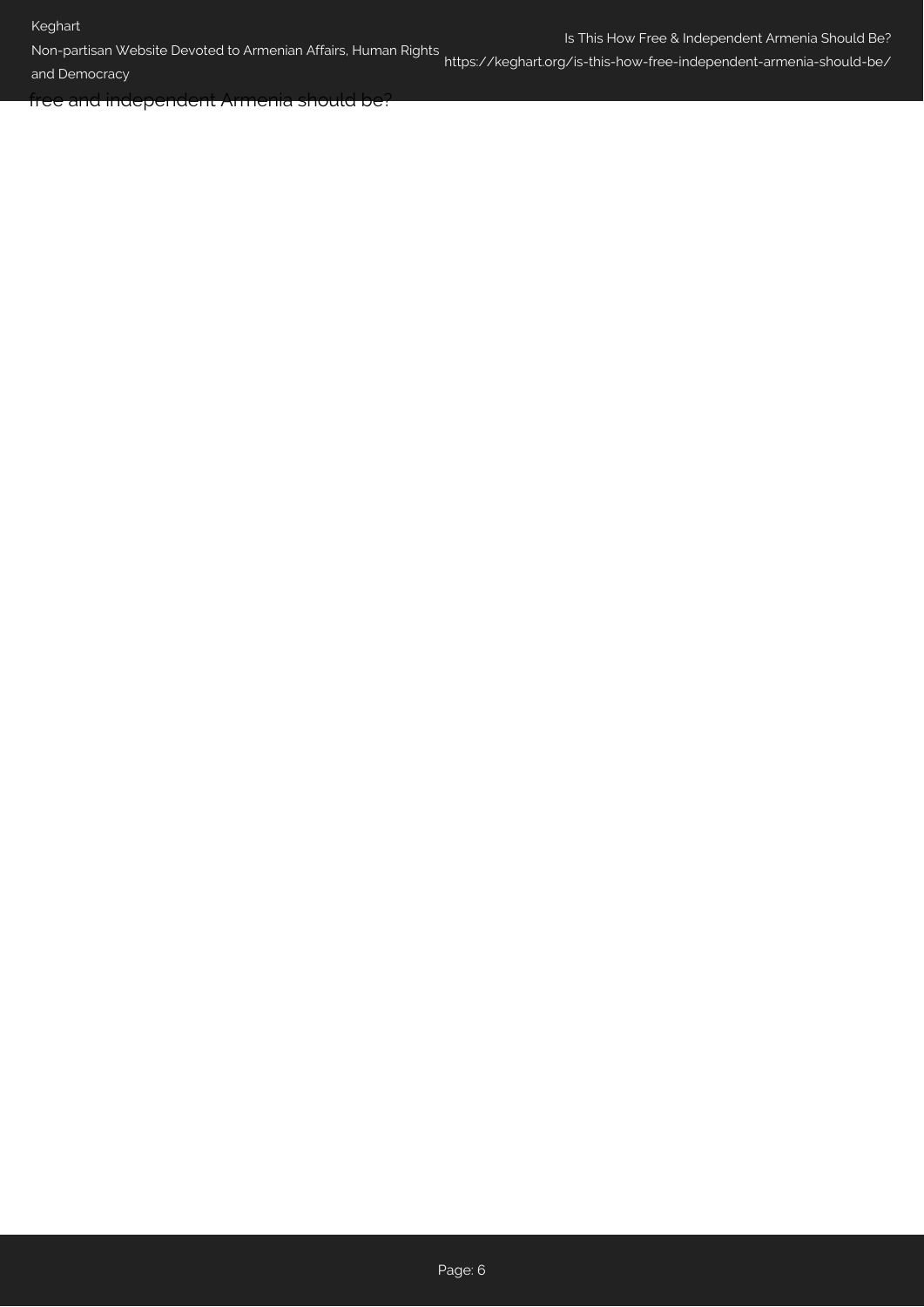free and independent Armenia should be?